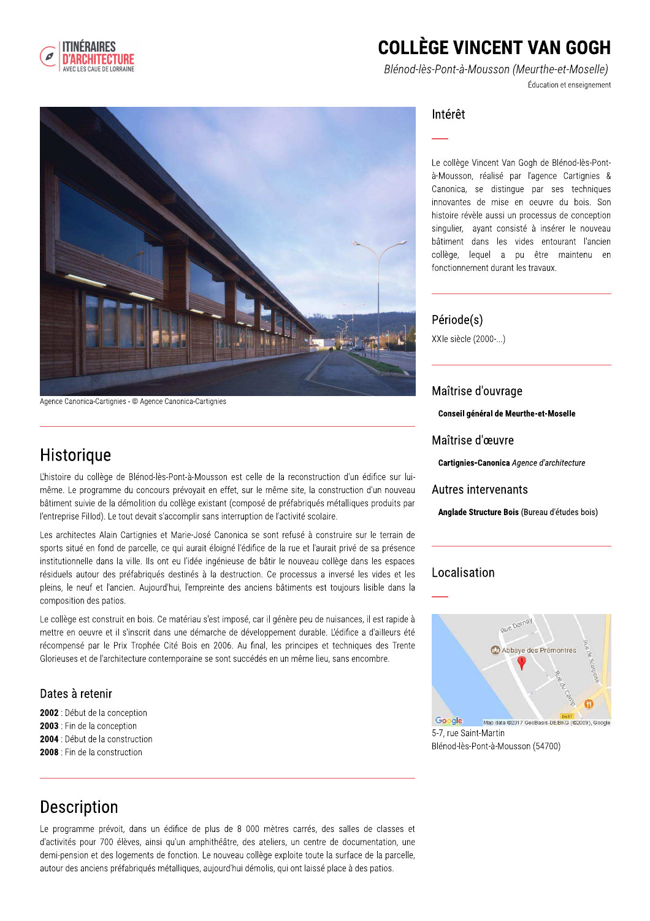# COLLÈGE VINCENT VAN GOGH

*Blénod-lès-Pont-à-Mousson (Meurthe-et-Moselle)*

Éducation et enseignement

Agence Canonica-Cartignies - © Agence Canonica-Cartignies

## Intérêt

Le collège Vincent Van Gogh de Blénod-lès-Pont-à-Mousson, réalisé par l'agence Cartignies & Canonica, se distingue par ses techniques innovantes de mise en oeuvre du bois. Son histoire révèle aussi un processus de conception singulier, ayant consisté à insérer le nouveau bâtiment dans les vides entourant l'ancien collège, lequel a pu être maintenu en fonctionnement durant les travaux.

## Période(s)

XXIe siècle (2000-...)

## Maîtrise d'ouvrage

**Conseil général de Meurthe-et-Moselle**

## Maîtrise d'œuvre

**Cartignies-Canonica** *Agence d'architecture*

## Autres intervenants

**Anglade Structure Bois** (Bureau d'études bois)

## Localisation

5-7, rue Saint-Martin
Blénod-lès-Pont-à-Mousson (54700)

## Historique

L'histoire du collège de Blénod-lès-Pont-à-Mousson est celle de la reconstruction d'un édifice sur lui-même. Le programme du concours prévoyait en effet, sur le même site, la construction d'un nouveau bâtiment suivie de la démolition du collège existant (composé de préfabriqués métalliques produits par l'entreprise Fillod). Le tout devait s'accomplir sans interruption de l'activité scolaire.

Les architectes Alain Cartignies et Marie-José Canonica se sont refusé à construire sur le terrain de sports situé en fond de parcelle, ce qui aurait éloigné l'édifice de la rue et l'aurait privé de sa présence institutionnelle dans la ville. Ils ont eu l'idée ingénieuse de bâtir le nouveau collège dans les espaces résiduels autour des préfabriqués destinés à la destruction. Ce processus a inversé les vides et les pleins, le neuf et l'ancien. Aujourd'hui, l'empreinte des anciens bâtiments est toujours lisible dans la composition des patios.

Le collège est construit en bois. Ce matériau s'est imposé, car il génère peu de nuisances, il est rapide à mettre en oeuvre et il s'inscrit dans une démarche de développement durable. L'édifice a d'ailleurs été récompensé par le Prix Trophée Cité Bois en 2006. Au final, les principes et techniques des Trente Glorieuses et de l'architecture contemporaine se sont succédés en un même lieu, sans encombre.

### Dates à retenir

**2002** : Début de la conception
**2003** : Fin de la conception
**2004** : Début de la construction
**2008** : Fin de la construction

## Description

Le programme prévoit, dans un édifice de plus de 8 000 mètres carrés, des salles de classes et d'activités pour 700 élèves, ainsi qu'un amphithéâtre, des ateliers, un centre de documentation, une demi-pension et des logements de fonction. Le nouveau collège exploite toute la surface de la parcelle, autour des anciens préfabriqués métalliques, aujourd'hui démolis, qui ont laissé place à des patios.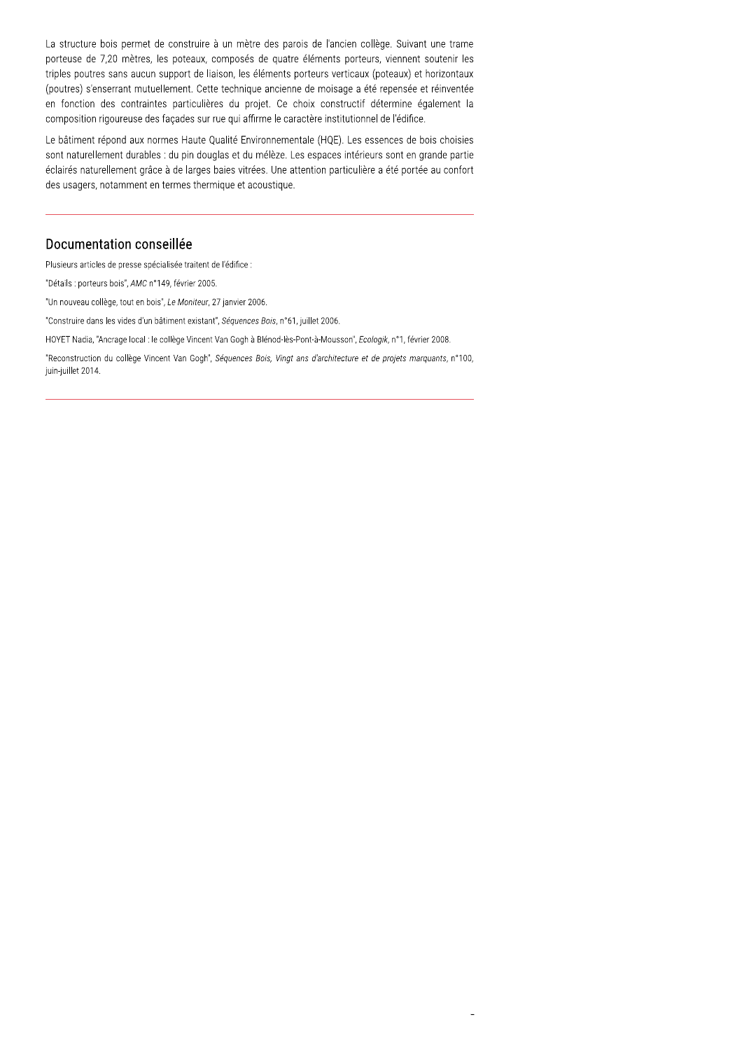La structure bois permet de construire à un mètre des parois de l'ancien collège. Suivant une trame porteuse de 7,20 mètres, les poteaux, composés de quatre éléments porteurs, viennent soutenir les triples poutres sans aucun support de liaison, les éléments porteurs verticaux (poteaux) et horizontaux (poutres) s'enserrant mutuellement. Cette technique ancienne de moisage a été repensée et réinventée en fonction des contraintes particulières du projet. Ce choix constructif détermine également la composition rigoureuse des façades sur rue qui affirme le caractère institutionnel de l'édifice.

Le bâtiment répond aux normes Haute Qualité Environnementale (HQE). Les essences de bois choisies sont naturellement durables : du pin douglas et du mélèze. Les espaces intérieurs sont en grande partie éclairés naturellement grâce à de larges baies vitrées. Une attention particulière a été portée au confort des usagers, notamment en termes thermique et acoustique.

## Documentation conseillée

Plusieurs articles de presse spécialisée traitent de l'édifice :

"Détails : porteurs bois", *AMC* n°149, février 2005.

"Un nouveau collège, tout en bois", *Le Moniteur*, 27 janvier 2006.

"Construire dans les vides d'un bâtiment existant", *Séquences Bois*, n°61, juillet 2006.

HOYET Nadia, "Ancrage local : le collège Vincent Van Gogh à Blénod-lès-Pont-à-Mousson", *Ecologik*, n°1, février 2008.

"Reconstruction du collège Vincent Van Gogh", *Séquences Bois, Vingt ans d'architecture et de projets marquants*, n°100, juin-juillet 2014.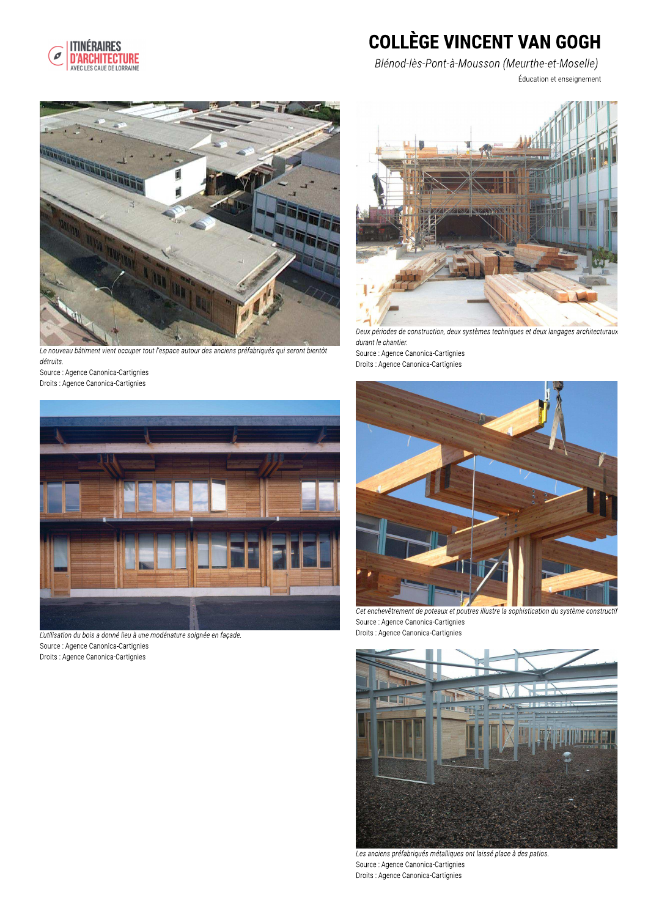# COLLÈGE VINCENT VAN GOGH

*Blénod-lès-Pont-à-Mousson (Meurthe-et-Moselle)*

Éducation et enseignement

*Le nouveau bâtiment vient occuper tout l'espace autour des anciens préfabriqués qui seront bientôt détruits.*

Source : Agence Canonica-Cartignies

Droits : Agence Canonica-Cartignies

*Deux périodes de construction, deux systèmes techniques et deux langages architecturaux durant le chantier.*

Source : Agence Canonica-Cartignies

Droits : Agence Canonica-Cartignies

*L'utilisation du bois a donné lieu à une modénature soignée en façade.*

Source : Agence Canonica-Cartignies

Droits : Agence Canonica-Cartignies

*Cet enchevêtrement de poteaux et poutres illustre la sophistication du système constructif*

Source : Agence Canonica-Cartignies

Droits : Agence Canonica-Cartignies

*Les anciens préfabriqués métalliques ont laissé place à des patios.*

Source : Agence Canonica-Cartignies

Droits : Agence Canonica-Cartignies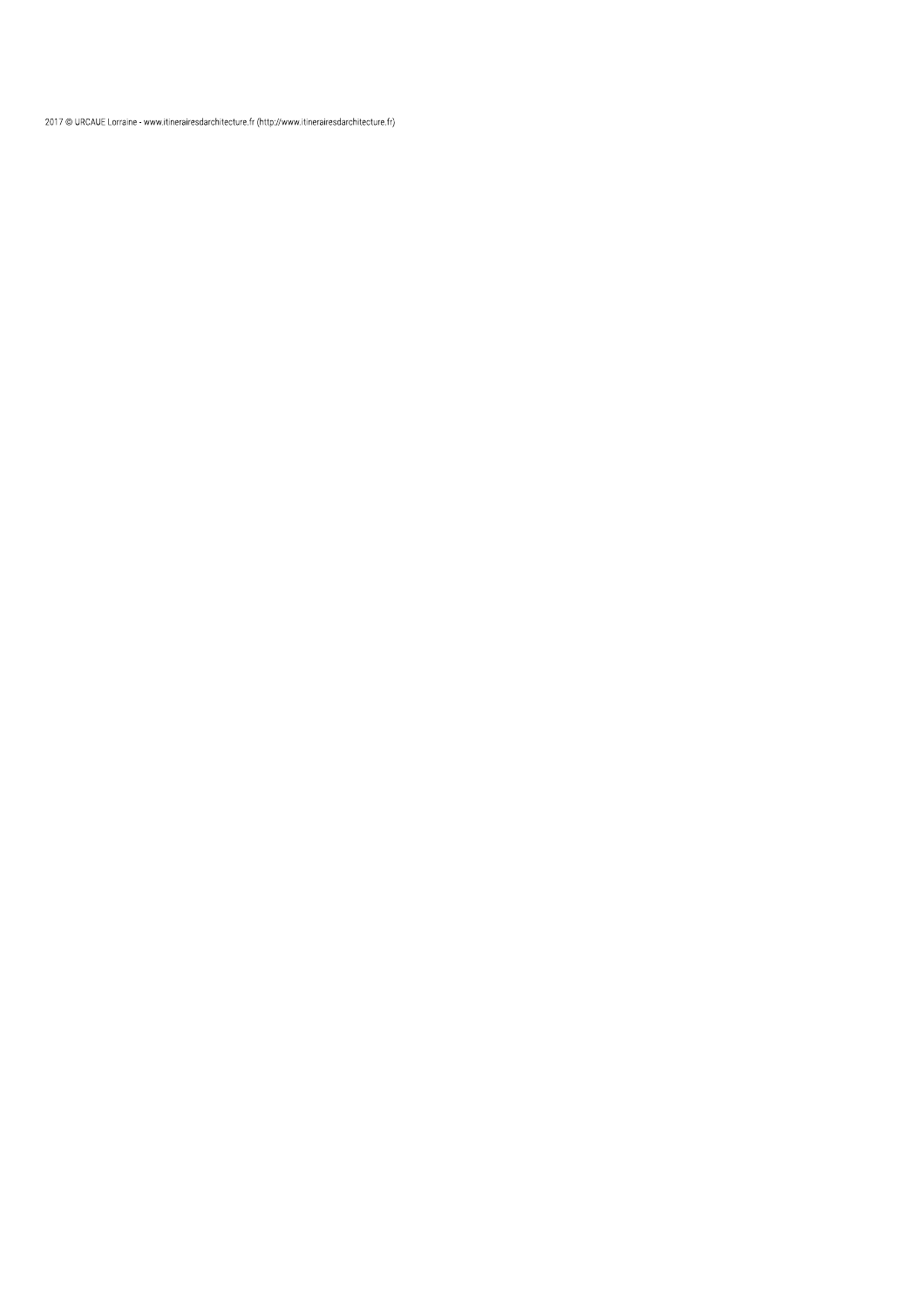2017 © URCAUE Lorraine - www.itinerairesdarchitecture.fr (http://www.itinerairesdarchitecture.fr)